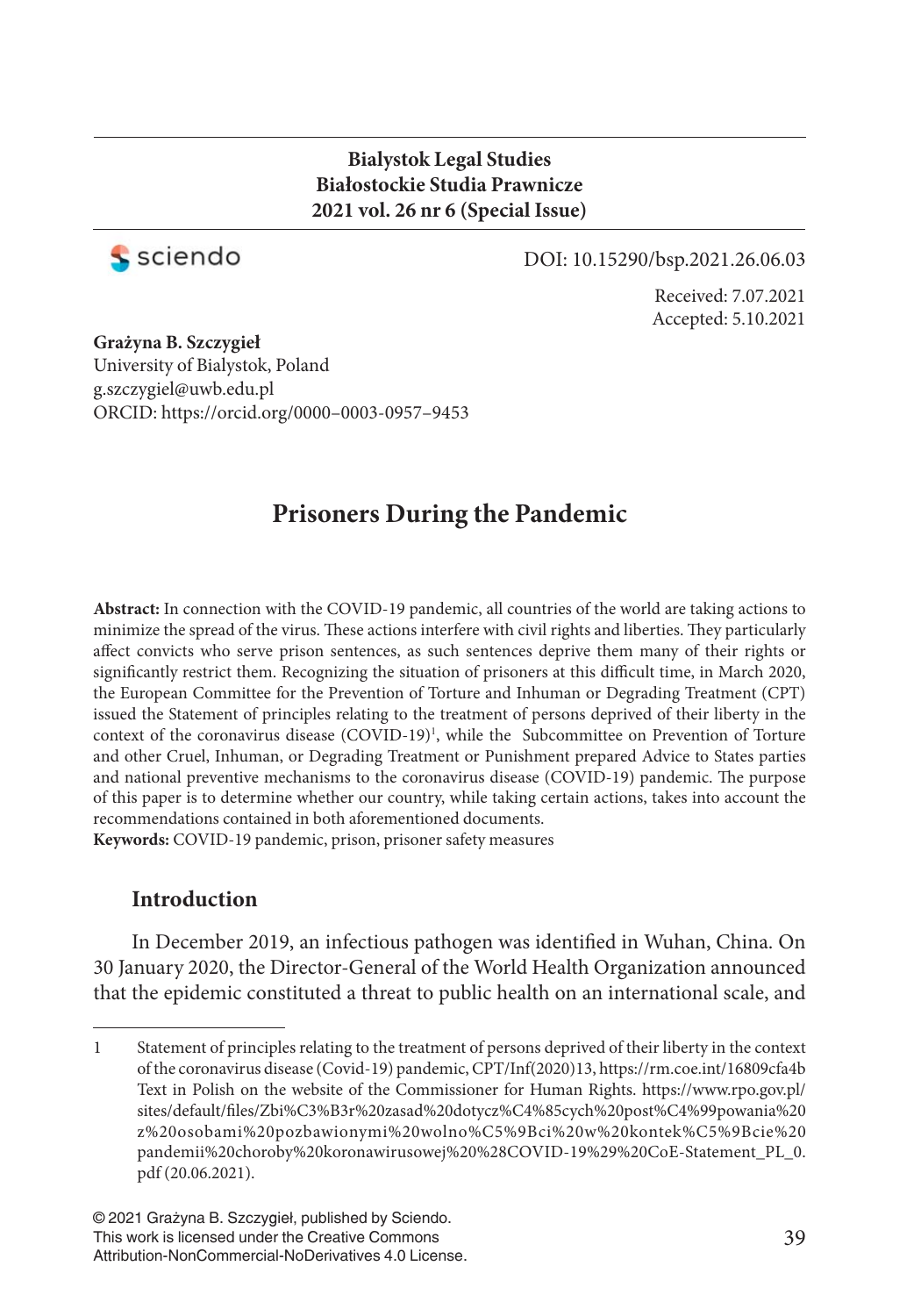**Bialystok Legal Studies**
**Białostockie Studia Prawnicze**
**2021 vol. 26 nr 6 (Special Issue)**

DOI: 10.15290/bsp.2021.26.06.03

Received: 7.07.2021
Accepted: 5.10.2021

**Grażyna B. Szczygieł**
University of Bialystok, Poland
g.szczygiel@uwb.edu.pl
ORCID: https://orcid.org/0000–0003-0957–9453

# Prisoners During the Pandemic

**Abstract:** In connection with the COVID-19 pandemic, all countries of the world are taking actions to minimize the spread of the virus. These actions interfere with civil rights and liberties. They particularly affect convicts who serve prison sentences, as such sentences deprive them many of their rights or significantly restrict them. Recognizing the situation of prisoners at this difficult time, in March 2020, the European Committee for the Prevention of Torture and Inhuman or Degrading Treatment (CPT) issued the Statement of principles relating to the treatment of persons deprived of their liberty in the context of the coronavirus disease (COVID-19)[1], while the Subcommittee on Prevention of Torture and other Cruel, Inhuman, or Degrading Treatment or Punishment prepared Advice to States parties and national preventive mechanisms to the coronavirus disease (COVID-19) pandemic. The purpose of this paper is to determine whether our country, while taking certain actions, takes into account the recommendations contained in both aforementioned documents.

**Keywords:** COVID-19 pandemic, prison, prisoner safety measures

## Introduction

In December 2019, an infectious pathogen was identified in Wuhan, China. On 30 January 2020, the Director-General of the World Health Organization announced that the epidemic constituted a threat to public health on an international scale, and

---

1 Statement of principles relating to the treatment of persons deprived of their liberty in the context of the coronavirus disease (Covid-19) pandemic, CPT/Inf(2020)13, https://rm.coe.int/16809cfa4b Text in Polish on the website of the Commissioner for Human Rights. https://www.rpo.gov.pl/sites/default/files/Zbi%C3%B3r%20zasad%20dotycz%C4%85cych%20post%C4%99powania%20z%20osobami%20pozbawionymi%20wolno%C5%9Bci%20w%20kontek%C5%9Bcie%20pandemii%20choroby%20koronawirusowej%20%28COVID-19%29%20CoE-Statement_PL_0.pdf (20.06.2021).

© 2021 Grażyna B. Szczygieł, published by Sciendo.
This work is licensed under the Creative Commons Attribution-NonCommercial-NoDerivatives 4.0 License.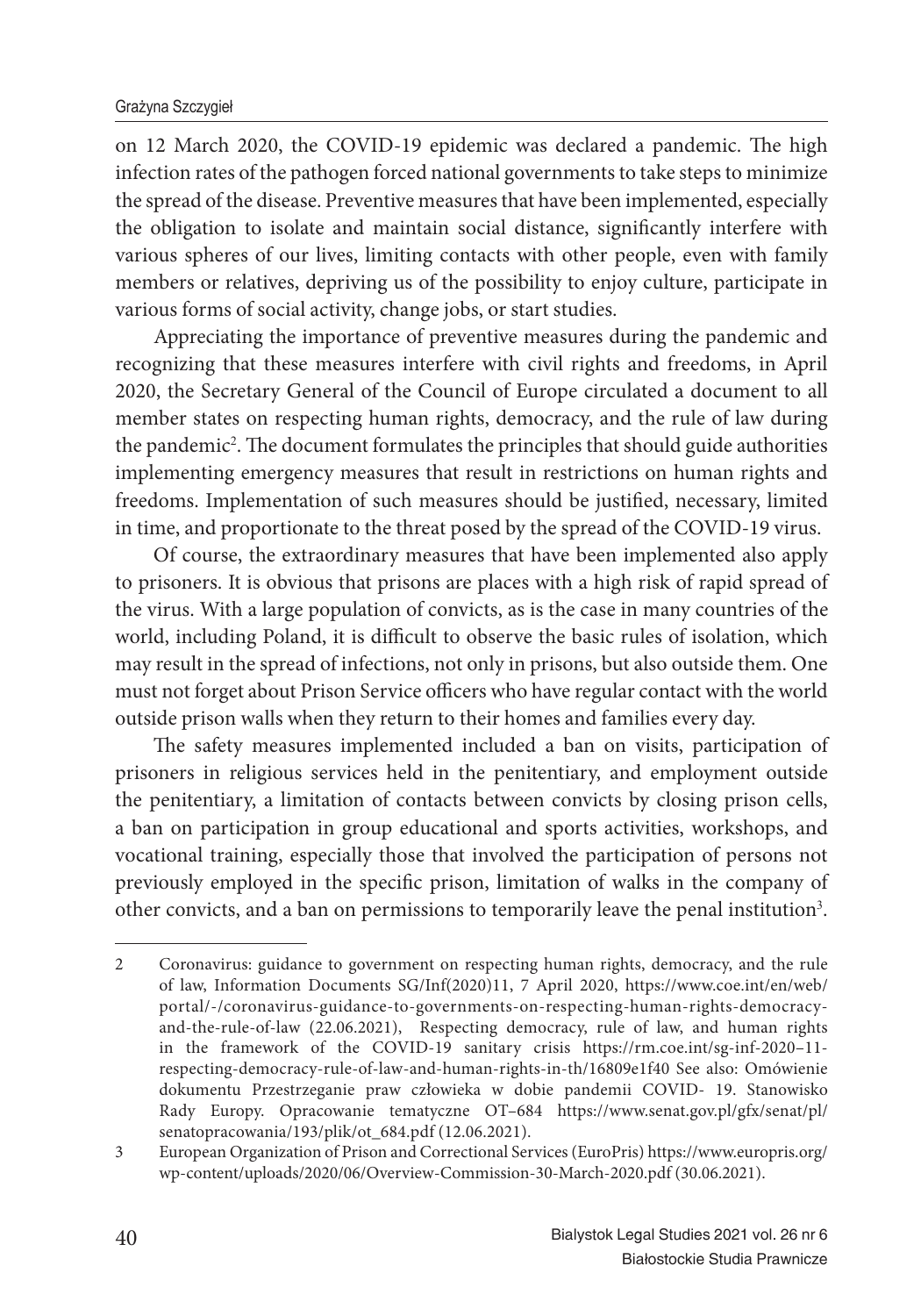on 12 March 2020, the COVID-19 epidemic was declared a pandemic. The high infection rates of the pathogen forced national governments to take steps to minimize the spread of the disease. Preventive measures that have been implemented, especially the obligation to isolate and maintain social distance, significantly interfere with various spheres of our lives, limiting contacts with other people, even with family members or relatives, depriving us of the possibility to enjoy culture, participate in various forms of social activity, change jobs, or start studies.

Appreciating the importance of preventive measures during the pandemic and recognizing that these measures interfere with civil rights and freedoms, in April 2020, the Secretary General of the Council of Europe circulated a document to all member states on respecting human rights, democracy, and the rule of law during the pandemic[2]. The document formulates the principles that should guide authorities implementing emergency measures that result in restrictions on human rights and freedoms. Implementation of such measures should be justified, necessary, limited in time, and proportionate to the threat posed by the spread of the COVID-19 virus.

Of course, the extraordinary measures that have been implemented also apply to prisoners. It is obvious that prisons are places with a high risk of rapid spread of the virus. With a large population of convicts, as is the case in many countries of the world, including Poland, it is difficult to observe the basic rules of isolation, which may result in the spread of infections, not only in prisons, but also outside them. One must not forget about Prison Service officers who have regular contact with the world outside prison walls when they return to their homes and families every day.

The safety measures implemented included a ban on visits, participation of prisoners in religious services held in the penitentiary, and employment outside the penitentiary, a limitation of contacts between convicts by closing prison cells, a ban on participation in group educational and sports activities, workshops, and vocational training, especially those that involved the participation of persons not previously employed in the specific prison, limitation of walks in the company of other convicts, and a ban on permissions to temporarily leave the penal institution[3].

---

2 Coronavirus: guidance to government on respecting human rights, democracy, and the rule of law, Information Documents SG/Inf(2020)11, 7 April 2020, https://www.coe.int/en/web/portal/-/coronavirus-guidance-to-governments-on-respecting-human-rights-democracy-and-the-rule-of-law (22.06.2021), Respecting democracy, rule of law, and human rights in the framework of the COVID-19 sanitary crisis https://rm.coe.int/sg-inf-2020–11-respecting-democracy-rule-of-law-and-human-rights-in-th/16809e1f40 See also: Omówienie dokumentu Przestrzeganie praw człowieka w dobie pandemii COVID- 19. Stanowisko Rady Europy. Opracowanie tematyczne OT–684 https://www.senat.gov.pl/gfx/senat/pl/senatopracowania/193/plik/ot_684.pdf (12.06.2021).

3 European Organization of Prison and Correctional Services (EuroPris) https://www.europris.org/wp-content/uploads/2020/06/Overview-Commission-30-March-2020.pdf (30.06.2021).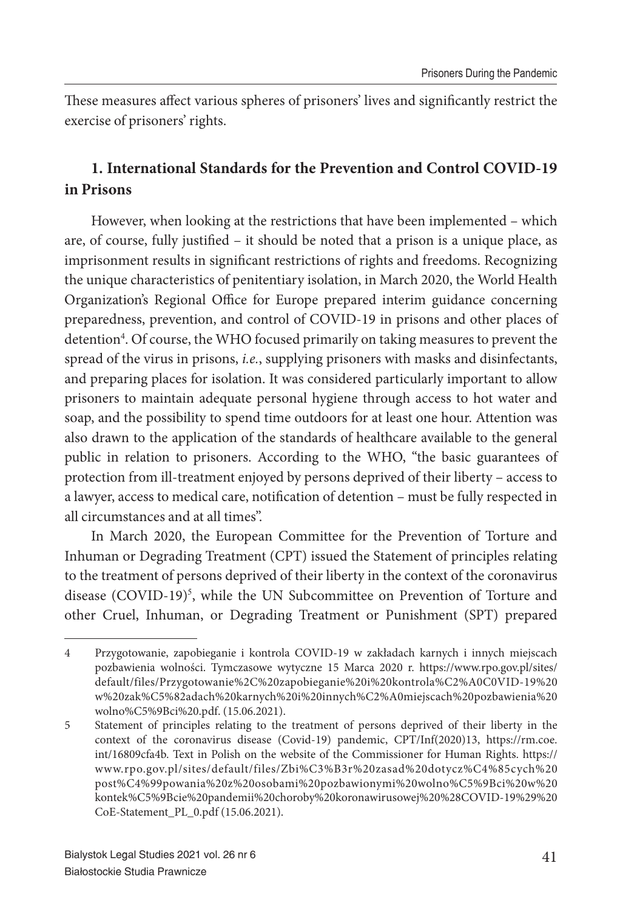These measures affect various spheres of prisoners' lives and significantly restrict the exercise of prisoners' rights.

## 1. International Standards for the Prevention and Control COVID-19 in Prisons

However, when looking at the restrictions that have been implemented – which are, of course, fully justified – it should be noted that a prison is a unique place, as imprisonment results in significant restrictions of rights and freedoms. Recognizing the unique characteristics of penitentiary isolation, in March 2020, the World Health Organization's Regional Office for Europe prepared interim guidance concerning preparedness, prevention, and control of COVID-19 in prisons and other places of detention[4]. Of course, the WHO focused primarily on taking measures to prevent the spread of the virus in prisons, *i.e.*, supplying prisoners with masks and disinfectants, and preparing places for isolation. It was considered particularly important to allow prisoners to maintain adequate personal hygiene through access to hot water and soap, and the possibility to spend time outdoors for at least one hour. Attention was also drawn to the application of the standards of healthcare available to the general public in relation to prisoners. According to the WHO, "the basic guarantees of protection from ill-treatment enjoyed by persons deprived of their liberty – access to a lawyer, access to medical care, notification of detention – must be fully respected in all circumstances and at all times".

In March 2020, the European Committee for the Prevention of Torture and Inhuman or Degrading Treatment (CPT) issued the Statement of principles relating to the treatment of persons deprived of their liberty in the context of the coronavirus disease (COVID-19)[5], while the UN Subcommittee on Prevention of Torture and other Cruel, Inhuman, or Degrading Treatment or Punishment (SPT) prepared

---

4 Przygotowanie, zapobieganie i kontrola COVID-19 w zakładach karnych i innych miejscach pozbawienia wolności. Tymczasowe wytyczne 15 Marca 2020 r. https://www.rpo.gov.pl/sites/default/files/Przygotowanie%2C%20zapobieganie%20i%20kontrola%C2%A0C0VID-19%20w%20zak%C5%82adach%20karnych%20i%20innych%C2%A0miejscach%20pozbawienia%20wolno%C5%9Bci%20.pdf. (15.06.2021).

5 Statement of principles relating to the treatment of persons deprived of their liberty in the context of the coronavirus disease (Covid-19) pandemic, CPT/Inf(2020)13, https://rm.coe.int/16809cfa4b. Text in Polish on the website of the Commissioner for Human Rights. https://www.rpo.gov.pl/sites/default/files/Zbi%C3%B3r%20zasad%20dotycz%C4%85cych%20post%C4%99powania%20z%20osobami%20pozbawionymi%20wolno%C5%9Bci%20w%20kontek%C5%9Bcie%20pandemii%20choroby%20koronawirusowej%20%28COVID-19%29%20CoE-Statement_PL_0.pdf (15.06.2021).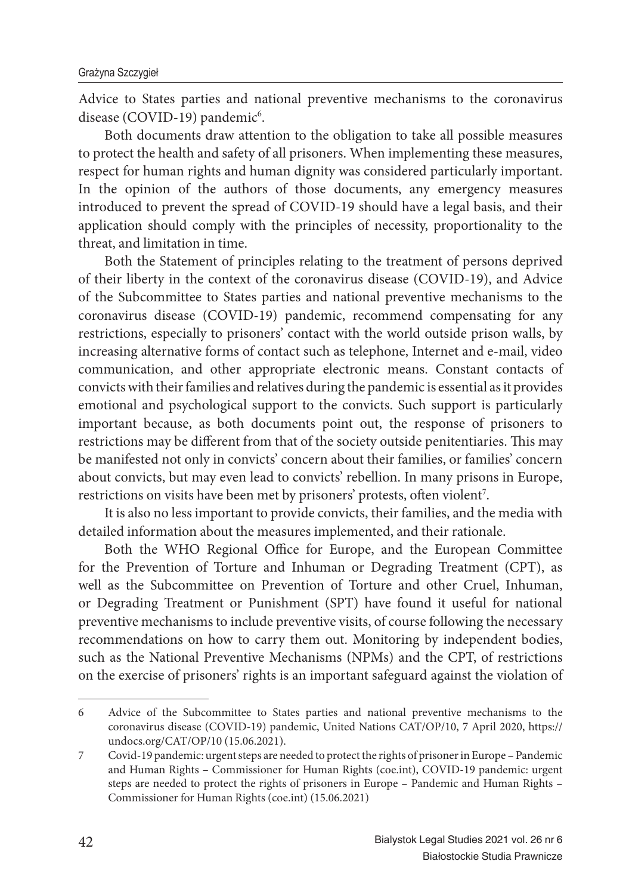Advice to States parties and national preventive mechanisms to the coronavirus disease (COVID-19) pandemic[6].

Both documents draw attention to the obligation to take all possible measures to protect the health and safety of all prisoners. When implementing these measures, respect for human rights and human dignity was considered particularly important. In the opinion of the authors of those documents, any emergency measures introduced to prevent the spread of COVID-19 should have a legal basis, and their application should comply with the principles of necessity, proportionality to the threat, and limitation in time.

Both the Statement of principles relating to the treatment of persons deprived of their liberty in the context of the coronavirus disease (COVID-19), and Advice of the Subcommittee to States parties and national preventive mechanisms to the coronavirus disease (COVID-19) pandemic, recommend compensating for any restrictions, especially to prisoners' contact with the world outside prison walls, by increasing alternative forms of contact such as telephone, Internet and e-mail, video communication, and other appropriate electronic means. Constant contacts of convicts with their families and relatives during the pandemic is essential as it provides emotional and psychological support to the convicts. Such support is particularly important because, as both documents point out, the response of prisoners to restrictions may be different from that of the society outside penitentiaries. This may be manifested not only in convicts' concern about their families, or families' concern about convicts, but may even lead to convicts' rebellion. In many prisons in Europe, restrictions on visits have been met by prisoners' protests, often violent[7].

It is also no less important to provide convicts, their families, and the media with detailed information about the measures implemented, and their rationale.

Both the WHO Regional Office for Europe, and the European Committee for the Prevention of Torture and Inhuman or Degrading Treatment (CPT), as well as the Subcommittee on Prevention of Torture and other Cruel, Inhuman, or Degrading Treatment or Punishment (SPT) have found it useful for national preventive mechanisms to include preventive visits, of course following the necessary recommendations on how to carry them out. Monitoring by independent bodies, such as the National Preventive Mechanisms (NPMs) and the CPT, of restrictions on the exercise of prisoners' rights is an important safeguard against the violation of

---

6 Advice of the Subcommittee to States parties and national preventive mechanisms to the coronavirus disease (COVID-19) pandemic, United Nations CAT/OP/10, 7 April 2020, https://undocs.org/CAT/OP/10 (15.06.2021).

7 Covid-19 pandemic: urgent steps are needed to protect the rights of prisoner in Europe – Pandemic and Human Rights – Commissioner for Human Rights (coe.int), COVID-19 pandemic: urgent steps are needed to protect the rights of prisoners in Europe – Pandemic and Human Rights – Commissioner for Human Rights (coe.int) (15.06.2021)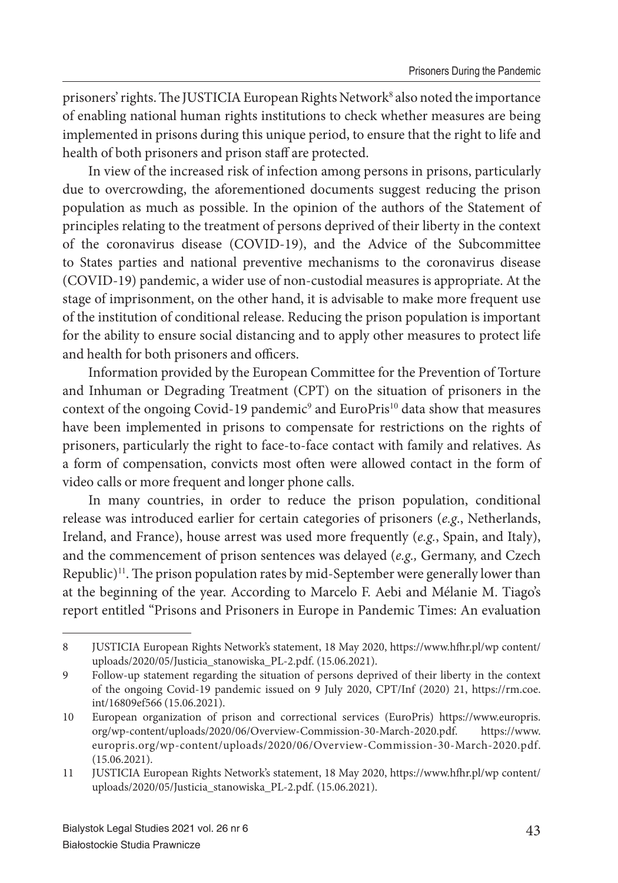prisoners' rights. The JUSTICIA European Rights Network[8] also noted the importance of enabling national human rights institutions to check whether measures are being implemented in prisons during this unique period, to ensure that the right to life and health of both prisoners and prison staff are protected.

In view of the increased risk of infection among persons in prisons, particularly due to overcrowding, the aforementioned documents suggest reducing the prison population as much as possible. In the opinion of the authors of the Statement of principles relating to the treatment of persons deprived of their liberty in the context of the coronavirus disease (COVID-19), and the Advice of the Subcommittee to States parties and national preventive mechanisms to the coronavirus disease (COVID-19) pandemic, a wider use of non-custodial measures is appropriate. At the stage of imprisonment, on the other hand, it is advisable to make more frequent use of the institution of conditional release. Reducing the prison population is important for the ability to ensure social distancing and to apply other measures to protect life and health for both prisoners and officers.

Information provided by the European Committee for the Prevention of Torture and Inhuman or Degrading Treatment (CPT) on the situation of prisoners in the context of the ongoing Covid-19 pandemic[9] and EuroPris[10] data show that measures have been implemented in prisons to compensate for restrictions on the rights of prisoners, particularly the right to face-to-face contact with family and relatives. As a form of compensation, convicts most often were allowed contact in the form of video calls or more frequent and longer phone calls.

In many countries, in order to reduce the prison population, conditional release was introduced earlier for certain categories of prisoners (*e.g.*, Netherlands, Ireland, and France), house arrest was used more frequently (*e.g.*, Spain, and Italy), and the commencement of prison sentences was delayed (*e.g.,* Germany, and Czech Republic)[11]. The prison population rates by mid-September were generally lower than at the beginning of the year. According to Marcelo F. Aebi and Mélanie M. Tiago's report entitled "Prisons and Prisoners in Europe in Pandemic Times: An evaluation

---

8 JUSTICIA European Rights Network's statement, 18 May 2020, https://www.hfhr.pl/wp content/uploads/2020/05/Justicia_stanowiska_PL-2.pdf. (15.06.2021).

9 Follow-up statement regarding the situation of persons deprived of their liberty in the context of the ongoing Covid-19 pandemic issued on 9 July 2020, CPT/Inf (2020) 21, https://rm.coe.int/16809ef566 (15.06.2021).

10 European organization of prison and correctional services (EuroPris) https://www.europris.org/wp-content/uploads/2020/06/Overview-Commission-30-March-2020.pdf. https://www.europris.org/wp-content/uploads/2020/06/Overview-Commission-30-March-2020.pdf. (15.06.2021).

11 JUSTICIA European Rights Network's statement, 18 May 2020, https://www.hfhr.pl/wp content/uploads/2020/05/Justicia_stanowiska_PL-2.pdf. (15.06.2021).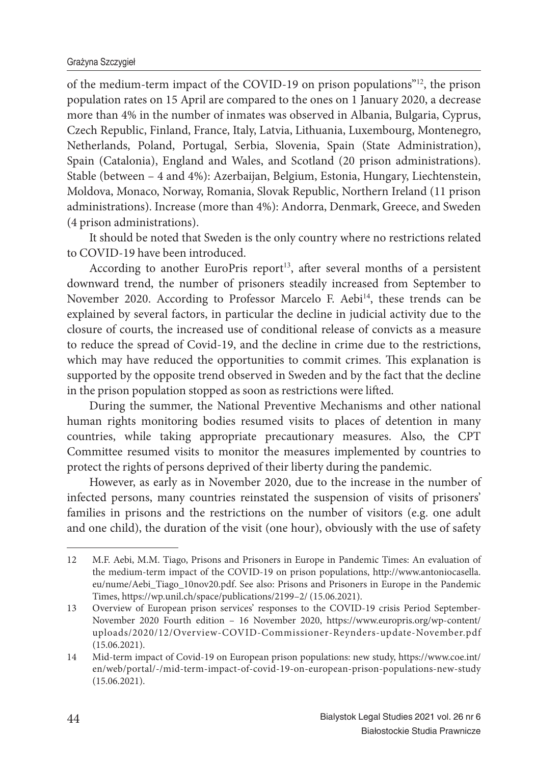of the medium-term impact of the COVID-19 on prison populations"[12], the prison population rates on 15 April are compared to the ones on 1 January 2020, a decrease more than 4% in the number of inmates was observed in Albania, Bulgaria, Cyprus, Czech Republic, Finland, France, Italy, Latvia, Lithuania, Luxembourg, Montenegro, Netherlands, Poland, Portugal, Serbia, Slovenia, Spain (State Administration), Spain (Catalonia), England and Wales, and Scotland (20 prison administrations). Stable (between – 4 and 4%): Azerbaijan, Belgium, Estonia, Hungary, Liechtenstein, Moldova, Monaco, Norway, Romania, Slovak Republic, Northern Ireland (11 prison administrations). Increase (more than 4%): Andorra, Denmark, Greece, and Sweden (4 prison administrations).

It should be noted that Sweden is the only country where no restrictions related to COVID-19 have been introduced.

According to another EuroPris report[13], after several months of a persistent downward trend, the number of prisoners steadily increased from September to November 2020. According to Professor Marcelo F. Aebi[14], these trends can be explained by several factors, in particular the decline in judicial activity due to the closure of courts, the increased use of conditional release of convicts as a measure to reduce the spread of Covid-19, and the decline in crime due to the restrictions, which may have reduced the opportunities to commit crimes. This explanation is supported by the opposite trend observed in Sweden and by the fact that the decline in the prison population stopped as soon as restrictions were lifted.

During the summer, the National Preventive Mechanisms and other national human rights monitoring bodies resumed visits to places of detention in many countries, while taking appropriate precautionary measures. Also, the CPT Committee resumed visits to monitor the measures implemented by countries to protect the rights of persons deprived of their liberty during the pandemic.

However, as early as in November 2020, due to the increase in the number of infected persons, many countries reinstated the suspension of visits of prisoners' families in prisons and the restrictions on the number of visitors (e.g. one adult and one child), the duration of the visit (one hour), obviously with the use of safety

---

12 M.F. Aebi, M.M. Tiago, Prisons and Prisoners in Europe in Pandemic Times: An evaluation of the medium-term impact of the COVID-19 on prison populations, http://www.antoniocasella.eu/nume/Aebi_Tiago_10nov20.pdf. See also: Prisons and Prisoners in Europe in the Pandemic Times, https://wp.unil.ch/space/publications/2199–2/ (15.06.2021).

13 Overview of European prison services' responses to the COVID-19 crisis Period September-November 2020 Fourth edition – 16 November 2020, https://www.europris.org/wp-content/uploads/2020/12/Overview-COVID-Commissioner-Reynders-update-November.pdf (15.06.2021).

14 Mid-term impact of Covid-19 on European prison populations: new study, https://www.coe.int/en/web/portal/-/mid-term-impact-of-covid-19-on-european-prison-populations-new-study (15.06.2021).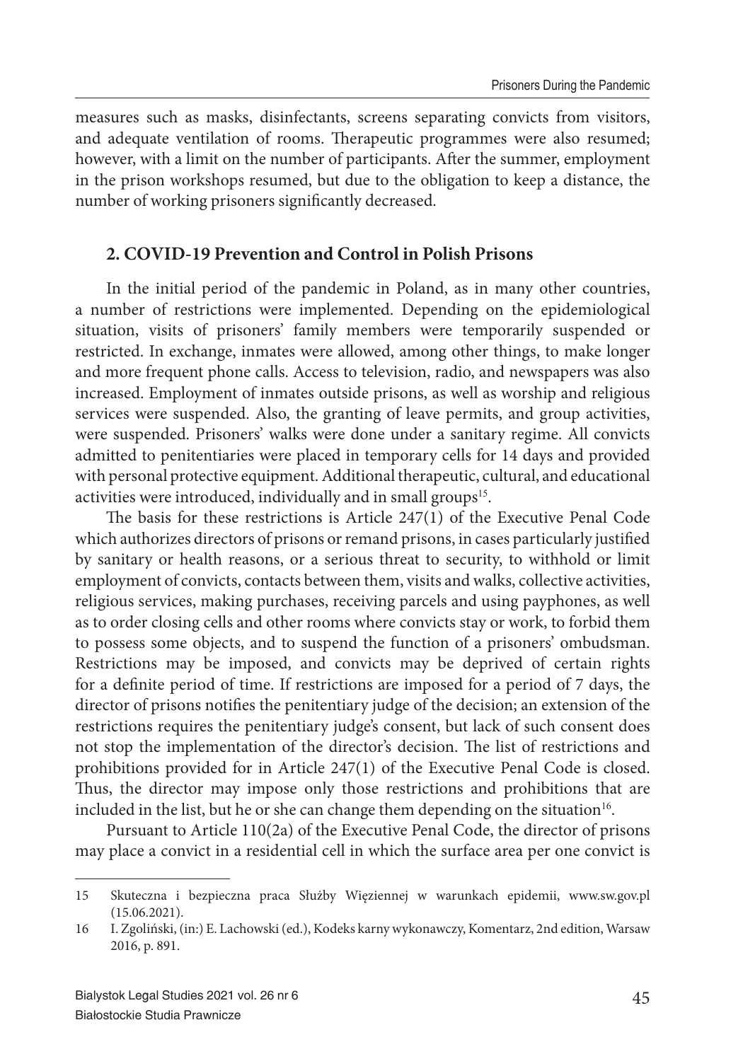measures such as masks, disinfectants, screens separating convicts from visitors, and adequate ventilation of rooms. Therapeutic programmes were also resumed; however, with a limit on the number of participants. After the summer, employment in the prison workshops resumed, but due to the obligation to keep a distance, the number of working prisoners significantly decreased.

## 2. COVID-19 Prevention and Control in Polish Prisons

In the initial period of the pandemic in Poland, as in many other countries, a number of restrictions were implemented. Depending on the epidemiological situation, visits of prisoners' family members were temporarily suspended or restricted. In exchange, inmates were allowed, among other things, to make longer and more frequent phone calls. Access to television, radio, and newspapers was also increased. Employment of inmates outside prisons, as well as worship and religious services were suspended. Also, the granting of leave permits, and group activities, were suspended. Prisoners' walks were done under a sanitary regime. All convicts admitted to penitentiaries were placed in temporary cells for 14 days and provided with personal protective equipment. Additional therapeutic, cultural, and educational activities were introduced, individually and in small groups[15].

The basis for these restrictions is Article 247(1) of the Executive Penal Code which authorizes directors of prisons or remand prisons, in cases particularly justified by sanitary or health reasons, or a serious threat to security, to withhold or limit employment of convicts, contacts between them, visits and walks, collective activities, religious services, making purchases, receiving parcels and using payphones, as well as to order closing cells and other rooms where convicts stay or work, to forbid them to possess some objects, and to suspend the function of a prisoners' ombudsman. Restrictions may be imposed, and convicts may be deprived of certain rights for a definite period of time. If restrictions are imposed for a period of 7 days, the director of prisons notifies the penitentiary judge of the decision; an extension of the restrictions requires the penitentiary judge's consent, but lack of such consent does not stop the implementation of the director's decision. The list of restrictions and prohibitions provided for in Article 247(1) of the Executive Penal Code is closed. Thus, the director may impose only those restrictions and prohibitions that are included in the list, but he or she can change them depending on the situation[16].

Pursuant to Article 110(2a) of the Executive Penal Code, the director of prisons may place a convict in a residential cell in which the surface area per one convict is

---

15 Skuteczna i bezpieczna praca Służby Więziennej w warunkach epidemii, www.sw.gov.pl (15.06.2021).

16 I. Zgoliński, (in:) E. Lachowski (ed.), Kodeks karny wykonawczy, Komentarz, 2nd edition, Warsaw 2016, p. 891.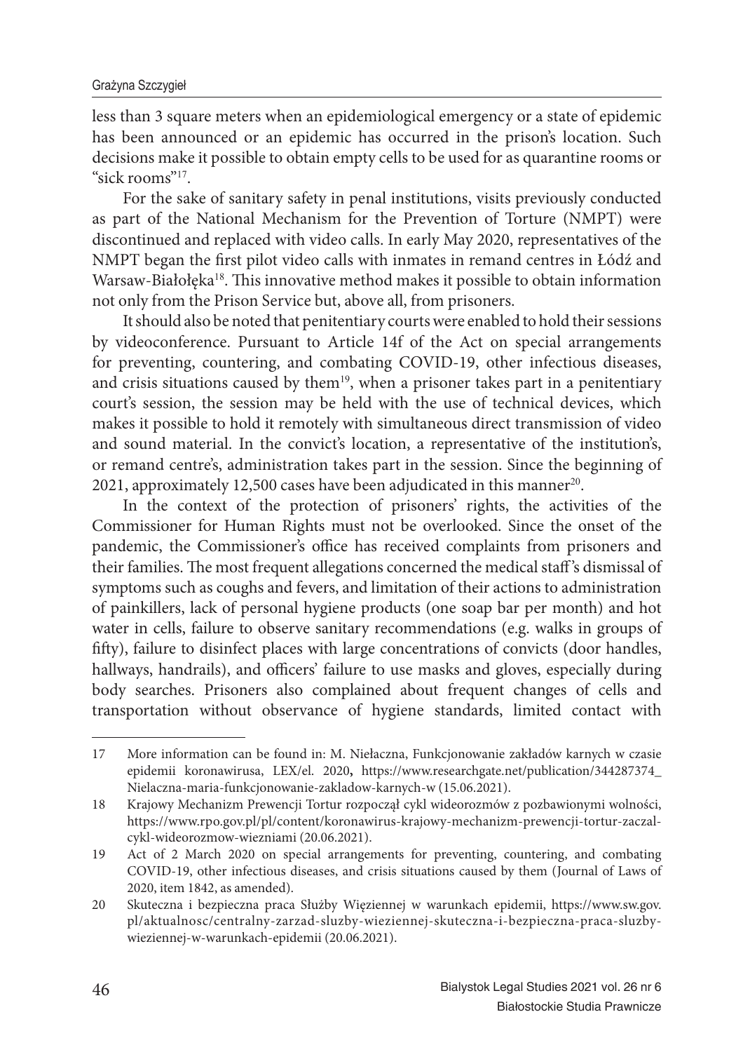less than 3 square meters when an epidemiological emergency or a state of epidemic has been announced or an epidemic has occurred in the prison's location. Such decisions make it possible to obtain empty cells to be used for as quarantine rooms or "sick rooms"[17].

For the sake of sanitary safety in penal institutions, visits previously conducted as part of the National Mechanism for the Prevention of Torture (NMPT) were discontinued and replaced with video calls. In early May 2020, representatives of the NMPT began the first pilot video calls with inmates in remand centres in Łódź and Warsaw-Białołęka[18]. This innovative method makes it possible to obtain information not only from the Prison Service but, above all, from prisoners.

It should also be noted that penitentiary courts were enabled to hold their sessions by videoconference. Pursuant to Article 14f of the Act on special arrangements for preventing, countering, and combating COVID-19, other infectious diseases, and crisis situations caused by them[19], when a prisoner takes part in a penitentiary court's session, the session may be held with the use of technical devices, which makes it possible to hold it remotely with simultaneous direct transmission of video and sound material. In the convict's location, a representative of the institution's, or remand centre's, administration takes part in the session. Since the beginning of 2021, approximately 12,500 cases have been adjudicated in this manner[20].

In the context of the protection of prisoners' rights, the activities of the Commissioner for Human Rights must not be overlooked. Since the onset of the pandemic, the Commissioner's office has received complaints from prisoners and their families. The most frequent allegations concerned the medical staff's dismissal of symptoms such as coughs and fevers, and limitation of their actions to administration of painkillers, lack of personal hygiene products (one soap bar per month) and hot water in cells, failure to observe sanitary recommendations (e.g. walks in groups of fifty), failure to disinfect places with large concentrations of convicts (door handles, hallways, handrails), and officers' failure to use masks and gloves, especially during body searches. Prisoners also complained about frequent changes of cells and transportation without observance of hygiene standards, limited contact with

---

17 More information can be found in: M. Niełaczna, Funkcjonowanie zakładów karnych w czasie epidemii koronawirusa, LEX/el. 2020**,** https://www.researchgate.net/publication/344287374_Nielaczna-maria-funkcjonowanie-zakladow-karnych-w (15.06.2021).

18 Krajowy Mechanizm Prewencji Tortur rozpoczął cykl wideorozmów z pozbawionymi wolności, https://www.rpo.gov.pl/pl/content/koronawirus-krajowy-mechanizm-prewencji-tortur-zaczal-cykl-wideorozmow-wiezniami (20.06.2021).

19 Act of 2 March 2020 on special arrangements for preventing, countering, and combating COVID-19, other infectious diseases, and crisis situations caused by them (Journal of Laws of 2020, item 1842, as amended).

20 Skuteczna i bezpieczna praca Służby Więziennej w warunkach epidemii, https://www.sw.gov.pl/aktualnosc/centralny-zarzad-sluzby-wieziennej-skuteczna-i-bezpieczna-praca-sluzby-wieziennej-w-warunkach-epidemii (20.06.2021).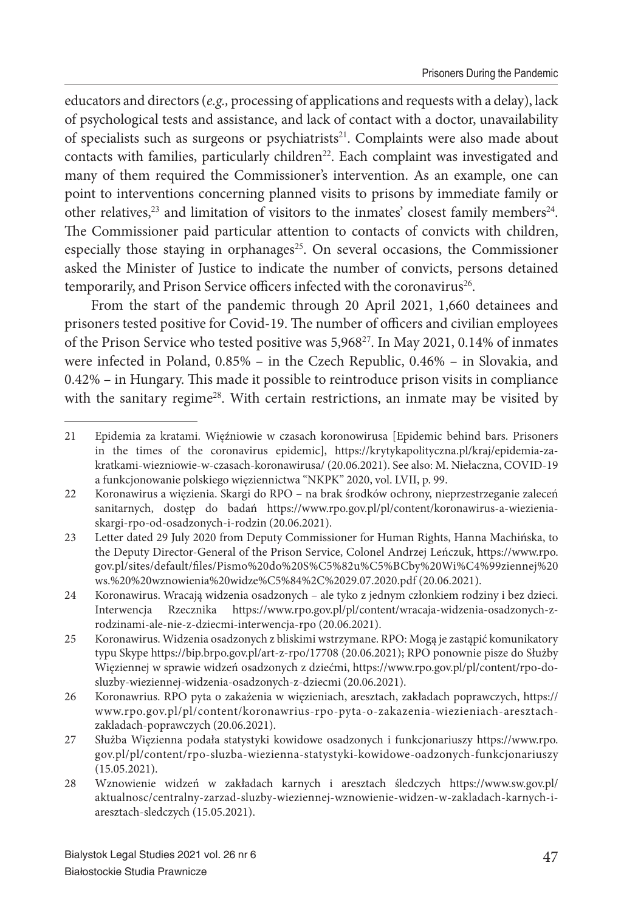educators and directors (*e.g.,* processing of applications and requests with a delay), lack of psychological tests and assistance, and lack of contact with a doctor, unavailability of specialists such as surgeons or psychiatrists[21]. Complaints were also made about contacts with families, particularly children[22]. Each complaint was investigated and many of them required the Commissioner's intervention. As an example, one can point to interventions concerning planned visits to prisons by immediate family or other relatives,[23] and limitation of visitors to the inmates' closest family members[24]. The Commissioner paid particular attention to contacts of convicts with children, especially those staying in orphanages[25]. On several occasions, the Commissioner asked the Minister of Justice to indicate the number of convicts, persons detained temporarily, and Prison Service officers infected with the coronavirus[26].

From the start of the pandemic through 20 April 2021, 1,660 detainees and prisoners tested positive for Covid-19. The number of officers and civilian employees of the Prison Service who tested positive was 5,968[27]. In May 2021, 0.14% of inmates were infected in Poland, 0.85% – in the Czech Republic, 0.46% – in Slovakia, and 0.42% – in Hungary. This made it possible to reintroduce prison visits in compliance with the sanitary regime[28]. With certain restrictions, an inmate may be visited by

---

21 Epidemia za kratami. Więźniowie w czasach koronowirusa [Epidemic behind bars. Prisoners in the times of the coronavirus epidemic], https://krytykapolityczna.pl/kraj/epidemia-za-kratkami-wiezniowie-w-czasach-koronawirusa/ (20.06.2021). See also: M. Niełaczna, COVID-19 a funkcjonowanie polskiego więziennictwa "NKPK" 2020, vol. LVII, p. 99.

22 Koronawirus a więzienia. Skargi do RPO – na brak środków ochrony, nieprzestrzeganie zaleceń sanitarnych, dostęp do badań https://www.rpo.gov.pl/pl/content/koronawirus-a-wiezienia-skargi-rpo-od-osadzonych-i-rodzin (20.06.2021).

23 Letter dated 29 July 2020 from Deputy Commissioner for Human Rights, Hanna Machińska, to the Deputy Director-General of the Prison Service, Colonel Andrzej Leńczuk, https://www.rpo.gov.pl/sites/default/files/Pismo%20do%20S%C5%82u%C5%BCby%20Wi%C4%99ziennej%20ws.%20%20wznowienia%20widze%C5%84%2C%2029.07.2020.pdf (20.06.2021).

24 Koronawirus. Wracają widzenia osadzonych – ale tyko z jednym członkiem rodziny i bez dzieci. Interwencja Rzecznika https://www.rpo.gov.pl/pl/content/wracaja-widzenia-osadzonych-z-rodzinami-ale-nie-z-dziecmi-interwencja-rpo (20.06.2021).

25 Koronawirus. Widzenia osadzonych z bliskimi wstrzymane. RPO: Mogą je zastąpić komunikatory typu Skype https://bip.brpo.gov.pl/art-z-rpo/17708 (20.06.2021); RPO ponownie pisze do Służby Więziennej w sprawie widzeń osadzonych z dziećmi, https://www.rpo.gov.pl/pl/content/rpo-do-sluzby-wieziennej-widzenia-osadzonych-z-dziecmi (20.06.2021).

26 Koronawrius. RPO pyta o zakażenia w więzieniach, aresztach, zakładach poprawczych, https://www.rpo.gov.pl/pl/content/koronawrius-rpo-pyta-o-zakazenia-wiezieniach-aresztach-zakladach-poprawczych (20.06.2021).

27 Służba Więzienna podała statystyki kowidowe osadzonych i funkcjonariuszy https://www.rpo.gov.pl/pl/content/rpo-sluzba-wiezienna-statystyki-kowidowe-oadzonych-funkcjonariuszy (15.05.2021).

28 Wznowienie widzeń w zakładach karnych i aresztach śledczych https://www.sw.gov.pl/aktualnosc/centralny-zarzad-sluzby-wieziennej-wznowienie-widzen-w-zakladach-karnych-i-aresztach-sledczych (15.05.2021).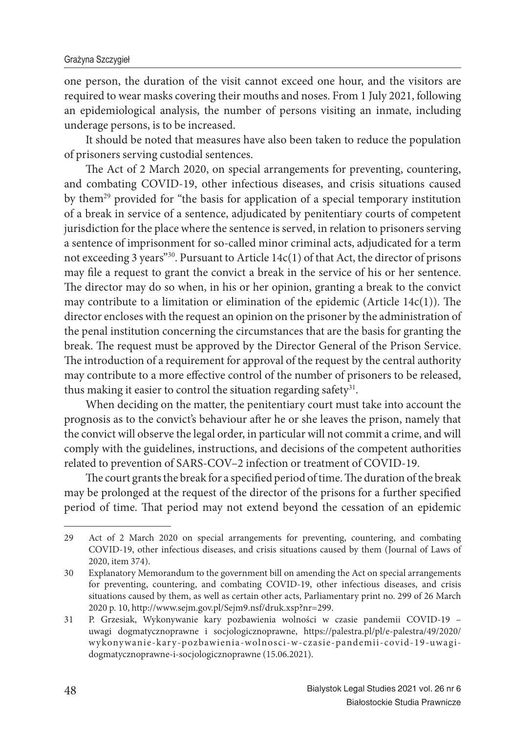one person, the duration of the visit cannot exceed one hour, and the visitors are required to wear masks covering their mouths and noses. From 1 July 2021, following an epidemiological analysis, the number of persons visiting an inmate, including underage persons, is to be increased.

It should be noted that measures have also been taken to reduce the population of prisoners serving custodial sentences.

The Act of 2 March 2020, on special arrangements for preventing, countering, and combating COVID-19, other infectious diseases, and crisis situations caused by them[29] provided for "the basis for application of a special temporary institution of a break in service of a sentence, adjudicated by penitentiary courts of competent jurisdiction for the place where the sentence is served, in relation to prisoners serving a sentence of imprisonment for so-called minor criminal acts, adjudicated for a term not exceeding 3 years"[30]. Pursuant to Article 14c(1) of that Act, the director of prisons may file a request to grant the convict a break in the service of his or her sentence. The director may do so when, in his or her opinion, granting a break to the convict may contribute to a limitation or elimination of the epidemic (Article 14c(1)). The director encloses with the request an opinion on the prisoner by the administration of the penal institution concerning the circumstances that are the basis for granting the break. The request must be approved by the Director General of the Prison Service. The introduction of a requirement for approval of the request by the central authority may contribute to a more effective control of the number of prisoners to be released, thus making it easier to control the situation regarding safety[31].

When deciding on the matter, the penitentiary court must take into account the prognosis as to the convict's behaviour after he or she leaves the prison, namely that the convict will observe the legal order, in particular will not commit a crime, and will comply with the guidelines, instructions, and decisions of the competent authorities related to prevention of SARS-COV–2 infection or treatment of COVID-19.

The court grants the break for a specified period of time. The duration of the break may be prolonged at the request of the director of the prisons for a further specified period of time. That period may not extend beyond the cessation of an epidemic

---

29 Act of 2 March 2020 on special arrangements for preventing, countering, and combating COVID-19, other infectious diseases, and crisis situations caused by them (Journal of Laws of 2020, item 374).

30 Explanatory Memorandum to the government bill on amending the Act on special arrangements for preventing, countering, and combating COVID-19, other infectious diseases, and crisis situations caused by them, as well as certain other acts, Parliamentary print no. 299 of 26 March 2020 p. 10, http://www.sejm.gov.pl/Sejm9.nsf/druk.xsp?nr=299.

31 P. Grzesiak, Wykonywanie kary pozbawienia wolności w czasie pandemii COVID-19 – uwagi dogmatycznoprawne i socjologicznoprawne, https://palestra.pl/pl/e-palestra/49/2020/wykonywanie-kary-pozbawienia-wolnosci-w-czasie-pandemii-covid-19-uwagi-dogmatycznoprawne-i-socjologicznoprawne (15.06.2021).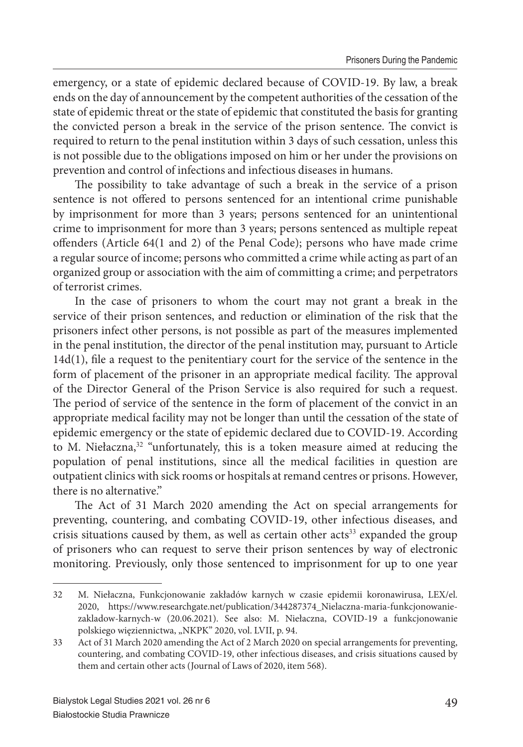emergency, or a state of epidemic declared because of COVID-19. By law, a break ends on the day of announcement by the competent authorities of the cessation of the state of epidemic threat or the state of epidemic that constituted the basis for granting the convicted person a break in the service of the prison sentence. The convict is required to return to the penal institution within 3 days of such cessation, unless this is not possible due to the obligations imposed on him or her under the provisions on prevention and control of infections and infectious diseases in humans.

The possibility to take advantage of such a break in the service of a prison sentence is not offered to persons sentenced for an intentional crime punishable by imprisonment for more than 3 years; persons sentenced for an unintentional crime to imprisonment for more than 3 years; persons sentenced as multiple repeat offenders (Article 64(1 and 2) of the Penal Code); persons who have made crime a regular source of income; persons who committed a crime while acting as part of an organized group or association with the aim of committing a crime; and perpetrators of terrorist crimes.

In the case of prisoners to whom the court may not grant a break in the service of their prison sentences, and reduction or elimination of the risk that the prisoners infect other persons, is not possible as part of the measures implemented in the penal institution, the director of the penal institution may, pursuant to Article 14d(1), file a request to the penitentiary court for the service of the sentence in the form of placement of the prisoner in an appropriate medical facility. The approval of the Director General of the Prison Service is also required for such a request. The period of service of the sentence in the form of placement of the convict in an appropriate medical facility may not be longer than until the cessation of the state of epidemic emergency or the state of epidemic declared due to COVID-19. According to M. Niełaczna,[32] "unfortunately, this is a token measure aimed at reducing the population of penal institutions, since all the medical facilities in question are outpatient clinics with sick rooms or hospitals at remand centres or prisons. However, there is no alternative."

The Act of 31 March 2020 amending the Act on special arrangements for preventing, countering, and combating COVID-19, other infectious diseases, and crisis situations caused by them, as well as certain other acts[33] expanded the group of prisoners who can request to serve their prison sentences by way of electronic monitoring. Previously, only those sentenced to imprisonment for up to one year

---

32 M. Niełaczna, Funkcjonowanie zakładów karnych w czasie epidemii koronawirusa, LEX/el. 2020, https://www.researchgate.net/publication/344287374_Nielaczna-maria-funkcjonowanie-zakladow-karnych-w (20.06.2021). See also: M. Niełaczna, COVID-19 a funkcjonowanie polskiego więziennictwa, „NKPK" 2020, vol. LVII, p. 94.

33 Act of 31 March 2020 amending the Act of 2 March 2020 on special arrangements for preventing, countering, and combating COVID-19, other infectious diseases, and crisis situations caused by them and certain other acts (Journal of Laws of 2020, item 568).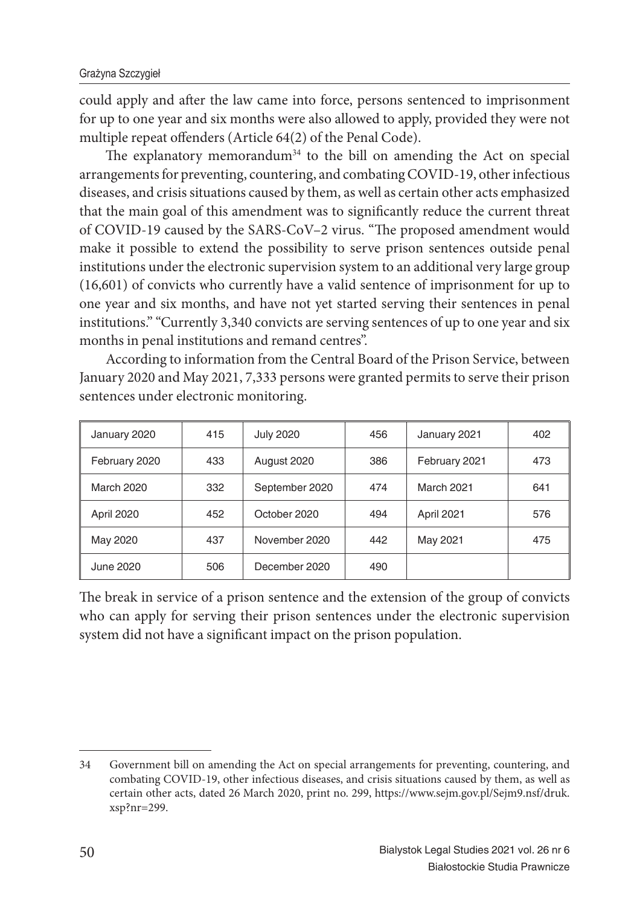could apply and after the law came into force, persons sentenced to imprisonment for up to one year and six months were also allowed to apply, provided they were not multiple repeat offenders (Article 64(2) of the Penal Code).

The explanatory memorandum[34] to the bill on amending the Act on special arrangements for preventing, countering, and combating COVID-19, other infectious diseases, and crisis situations caused by them, as well as certain other acts emphasized that the main goal of this amendment was to significantly reduce the current threat of COVID-19 caused by the SARS-CoV–2 virus. "The proposed amendment would make it possible to extend the possibility to serve prison sentences outside penal institutions under the electronic supervision system to an additional very large group (16,601) of convicts who currently have a valid sentence of imprisonment for up to one year and six months, and have not yet started serving their sentences in penal institutions." "Currently 3,340 convicts are serving sentences of up to one year and six months in penal institutions and remand centres".

According to information from the Central Board of the Prison Service, between January 2020 and May 2021, 7,333 persons were granted permits to serve their prison sentences under electronic monitoring.

| | | | | | |
|---|---|---|---|---|---|
| January 2020 | 415 | July 2020 | 456 | January 2021 | 402 |
| February 2020 | 433 | August 2020 | 386 | February 2021 | 473 |
| March 2020 | 332 | September 2020 | 474 | March 2021 | 641 |
| April 2020 | 452 | October 2020 | 494 | April 2021 | 576 |
| May 2020 | 437 | November 2020 | 442 | May 2021 | 475 |
| June 2020 | 506 | December 2020 | 490 | | |

The break in service of a prison sentence and the extension of the group of convicts who can apply for serving their prison sentences under the electronic supervision system did not have a significant impact on the prison population.

---

34 Government bill on amending the Act on special arrangements for preventing, countering, and combating COVID-19, other infectious diseases, and crisis situations caused by them, as well as certain other acts, dated 26 March 2020, print no. 299, https://www.sejm.gov.pl/Sejm9.nsf/druk.xsp?nr=299.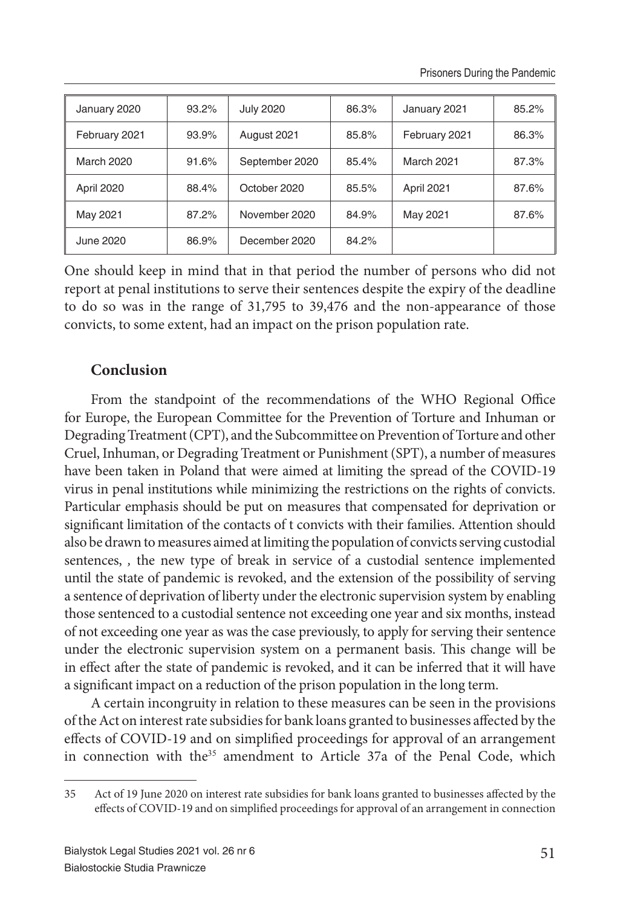| January 2020 | 93.2% | July 2020 | 86.3% | January 2021 | 85.2% |
|---|---|---|---|---|---|
| February 2021 | 93.9% | August 2021 | 85.8% | February 2021 | 86.3% |
| March 2020 | 91.6% | September 2020 | 85.4% | March 2021 | 87.3% |
| April 2020 | 88.4% | October 2020 | 85.5% | April 2021 | 87.6% |
| May 2021 | 87.2% | November 2020 | 84.9% | May 2021 | 87.6% |
| June 2020 | 86.9% | December 2020 | 84.2% | | |

One should keep in mind that in that period the number of persons who did not report at penal institutions to serve their sentences despite the expiry of the deadline to do so was in the range of 31,795 to 39,476 and the non-appearance of those convicts, to some extent, had an impact on the prison population rate.

## Conclusion

From the standpoint of the recommendations of the WHO Regional Office for Europe, the European Committee for the Prevention of Torture and Inhuman or Degrading Treatment (CPT), and the Subcommittee on Prevention of Torture and other Cruel, Inhuman, or Degrading Treatment or Punishment (SPT), a number of measures have been taken in Poland that were aimed at limiting the spread of the COVID-19 virus in penal institutions while minimizing the restrictions on the rights of convicts. Particular emphasis should be put on measures that compensated for deprivation or significant limitation of the contacts of t convicts with their families. Attention should also be drawn to measures aimed at limiting the population of convicts serving custodial sentences, , the new type of break in service of a custodial sentence implemented until the state of pandemic is revoked, and the extension of the possibility of serving a sentence of deprivation of liberty under the electronic supervision system by enabling those sentenced to a custodial sentence not exceeding one year and six months, instead of not exceeding one year as was the case previously, to apply for serving their sentence under the electronic supervision system on a permanent basis. This change will be in effect after the state of pandemic is revoked, and it can be inferred that it will have a significant impact on a reduction of the prison population in the long term.

A certain incongruity in relation to these measures can be seen in the provisions of the Act on interest rate subsidies for bank loans granted to businesses affected by the effects of COVID-19 and on simplified proceedings for approval of an arrangement in connection with the[35] amendment to Article 37a of the Penal Code, which

35 Act of 19 June 2020 on interest rate subsidies for bank loans granted to businesses affected by the effects of COVID-19 and on simplified proceedings for approval of an arrangement in connection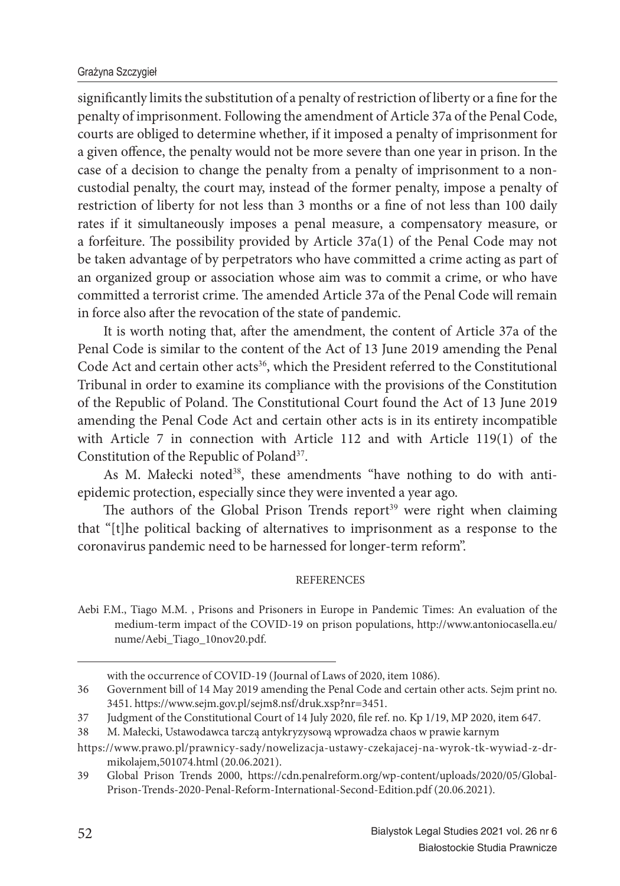significantly limits the substitution of a penalty of restriction of liberty or a fine for the penalty of imprisonment. Following the amendment of Article 37a of the Penal Code, courts are obliged to determine whether, if it imposed a penalty of imprisonment for a given offence, the penalty would not be more severe than one year in prison. In the case of a decision to change the penalty from a penalty of imprisonment to a non-custodial penalty, the court may, instead of the former penalty, impose a penalty of restriction of liberty for not less than 3 months or a fine of not less than 100 daily rates if it simultaneously imposes a penal measure, a compensatory measure, or a forfeiture. The possibility provided by Article 37a(1) of the Penal Code may not be taken advantage of by perpetrators who have committed a crime acting as part of an organized group or association whose aim was to commit a crime, or who have committed a terrorist crime. The amended Article 37a of the Penal Code will remain in force also after the revocation of the state of pandemic.

It is worth noting that, after the amendment, the content of Article 37a of the Penal Code is similar to the content of the Act of 13 June 2019 amending the Penal Code Act and certain other acts[36], which the President referred to the Constitutional Tribunal in order to examine its compliance with the provisions of the Constitution of the Republic of Poland. The Constitutional Court found the Act of 13 June 2019 amending the Penal Code Act and certain other acts is in its entirety incompatible with Article 7 in connection with Article 112 and with Article 119(1) of the Constitution of the Republic of Poland[37].

As M. Małecki noted[38], these amendments "have nothing to do with anti-epidemic protection, especially since they were invented a year ago.

The authors of the Global Prison Trends report[39] were right when claiming that "[t]he political backing of alternatives to imprisonment as a response to the coronavirus pandemic need to be harnessed for longer-term reform".

## REFERENCES

Aebi F.M., Tiago M.M. , Prisons and Prisoners in Europe in Pandemic Times: An evaluation of the medium-term impact of the COVID-19 on prison populations, http://www.antoniocasella.eu/nume/Aebi_Tiago_10nov20.pdf.

---

with the occurrence of COVID-19 (Journal of Laws of 2020, item 1086).

36 Government bill of 14 May 2019 amending the Penal Code and certain other acts. Sejm print no. 3451. https://www.sejm.gov.pl/sejm8.nsf/druk.xsp?nr=3451.

37 Judgment of the Constitutional Court of 14 July 2020, file ref. no. Kp 1/19, MP 2020, item 647.

38 M. Małecki, Ustawodawca tarczą antykryzysową wprowadza chaos w prawie karnym https://www.prawo.pl/prawnicy-sady/nowelizacja-ustawy-czekajacej-na-wyrok-tk-wywiad-z-dr-mikolajem,501074.html (20.06.2021).

39 Global Prison Trends 2000, https://cdn.penalreform.org/wp-content/uploads/2020/05/Global-Prison-Trends-2020-Penal-Reform-International-Second-Edition.pdf (20.06.2021).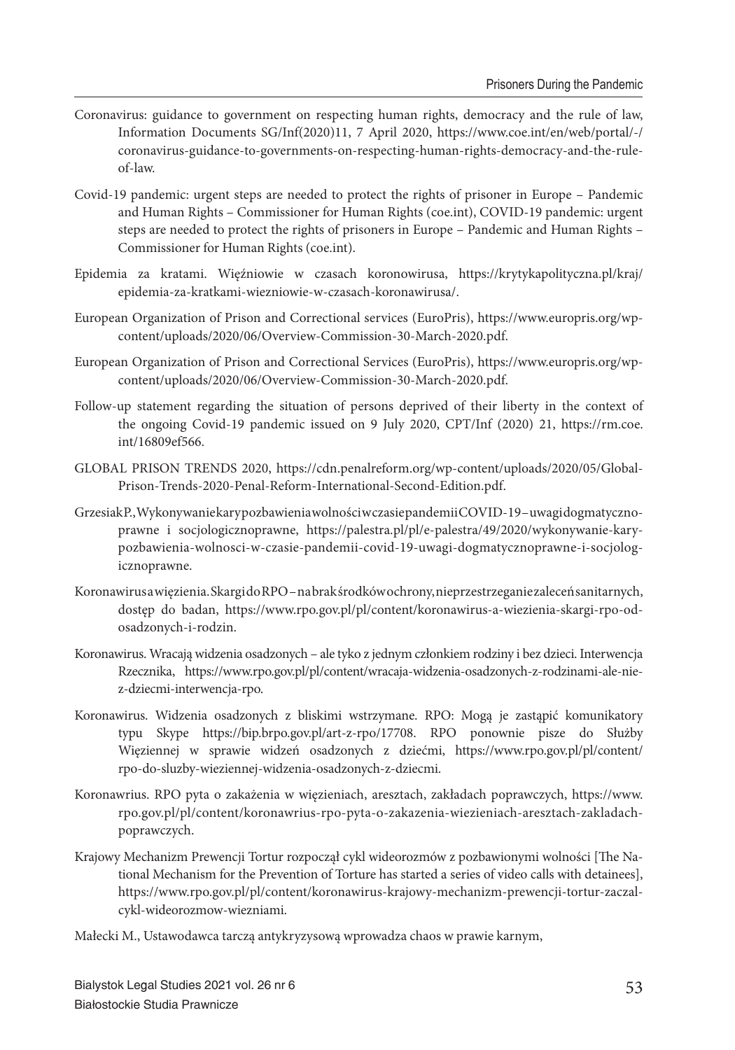Coronavirus: guidance to government on respecting human rights, democracy and the rule of law, Information Documents SG/Inf(2020)11, 7 April 2020, https://www.coe.int/en/web/portal/-/coronavirus-guidance-to-governments-on-respecting-human-rights-democracy-and-the-rule-of-law.

Covid-19 pandemic: urgent steps are needed to protect the rights of prisoner in Europe – Pandemic and Human Rights – Commissioner for Human Rights (coe.int), COVID-19 pandemic: urgent steps are needed to protect the rights of prisoners in Europe – Pandemic and Human Rights – Commissioner for Human Rights (coe.int).

Epidemia za kratami. Więźniowie w czasach koronowirusa, https://krytykapolityczna.pl/kraj/epidemia-za-kratkami-wiezniowie-w-czasach-koronawirusa/.

European Organization of Prison and Correctional services (EuroPris), https://www.europris.org/wp-content/uploads/2020/06/Overview-Commission-30-March-2020.pdf.

European Organization of Prison and Correctional Services (EuroPris), https://www.europris.org/wp-content/uploads/2020/06/Overview-Commission-30-March-2020.pdf.

Follow-up statement regarding the situation of persons deprived of their liberty in the context of the ongoing Covid-19 pandemic issued on 9 July 2020, CPT/Inf (2020) 21, https://rm.coe.int/16809ef566.

GLOBAL PRISON TRENDS 2020, https://cdn.penalreform.org/wp-content/uploads/2020/05/Global-Prison-Trends-2020-Penal-Reform-International-Second-Edition.pdf.

Grzesiak P., Wykonywanie kary pozbawienia wolności w czasie pandemii COVID-19 – uwagi dogmatyczno-prawne i socjologicznoprawne, https://palestra.pl/pl/e-palestra/49/2020/wykonywanie-kary-pozbawienia-wolnosci-w-czasie-pandemii-covid-19-uwagi-dogmatycznoprawne-i-socjologicznoprawne.

Koronawirus a więzienia. Skargi do RPO – na brak środków ochrony, nieprzestrzeganie zaleceń sanitarnych, dostęp do badan, https://www.rpo.gov.pl/pl/content/koronawirus-a-wiezienia-skargi-rpo-od-osadzonych-i-rodzin.

Koronawirus. Wracają widzenia osadzonych – ale tyko z jednym członkiem rodziny i bez dzieci. Interwencja Rzecznika, https://www.rpo.gov.pl/pl/content/wracaja-widzenia-osadzonych-z-rodzinami-ale-nie-z-dziecmi-interwencja-rpo.

Koronawirus. Widzenia osadzonych z bliskimi wstrzymane. RPO: Mogą je zastąpić komunikatory typu Skype https://bip.brpo.gov.pl/art-z-rpo/17708. RPO ponownie pisze do Służby Więziennej w sprawie widzeń osadzonych z dziećmi, https://www.rpo.gov.pl/pl/content/rpo-do-sluzby-wieziennej-widzenia-osadzonych-z-dziecmi.

Koronawrius. RPO pyta o zakażenia w więzieniach, aresztach, zakładach poprawczych, https://www.rpo.gov.pl/pl/content/koronawrius-rpo-pyta-o-zakazenia-wiezieniach-aresztach-zakladach-poprawczych.

Krajowy Mechanizm Prewencji Tortur rozpoczął cykl wideorozmów z pozbawionymi wolności [The National Mechanism for the Prevention of Torture has started a series of video calls with detainees], https://www.rpo.gov.pl/pl/content/koronawirus-krajowy-mechanizm-prewencji-tortur-zaczal-cykl-wideorozmow-wiezniami.

Małecki M., Ustawodawca tarczą antykryzysową wprowadza chaos w prawie karnym,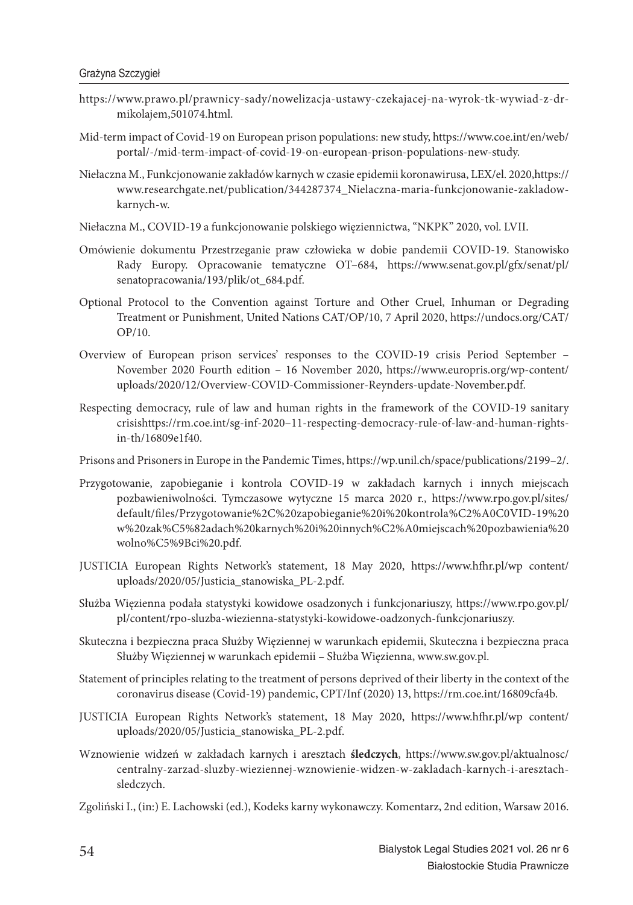https://www.prawo.pl/prawnicy-sady/nowelizacja-ustawy-czekajacej-na-wyrok-tk-wywiad-z-dr-mikolajem,501074.html.

Mid-term impact of Covid-19 on European prison populations: new study, https://www.coe.int/en/web/portal/-/mid-term-impact-of-covid-19-on-european-prison-populations-new-study.

Niełaczna M., Funkcjonowanie zakładów karnych w czasie epidemii koronawirusa, LEX/el. 2020,https://www.researchgate.net/publication/344287374_Nielaczna-maria-funkcjonowanie-zakladow-karnych-w.

Niełaczna M., COVID-19 a funkcjonowanie polskiego więziennictwa, "NKPK" 2020, vol. LVII.

Omówienie dokumentu Przestrzeganie praw człowieka w dobie pandemii COVID-19. Stanowisko Rady Europy. Opracowanie tematyczne OT–684, https://www.senat.gov.pl/gfx/senat/pl/senatopracowania/193/plik/ot_684.pdf.

Optional Protocol to the Convention against Torture and Other Cruel, Inhuman or Degrading Treatment or Punishment, United Nations CAT/OP/10, 7 April 2020, https://undocs.org/CAT/OP/10.

Overview of European prison services' responses to the COVID-19 crisis Period September – November 2020 Fourth edition – 16 November 2020, https://www.europris.org/wp-content/uploads/2020/12/Overview-COVID-Commissioner-Reynders-update-November.pdf.

Respecting democracy, rule of law and human rights in the framework of the COVID-19 sanitary crisishttps://rm.coe.int/sg-inf-2020–11-respecting-democracy-rule-of-law-and-human-rights-in-th/16809e1f40.

Prisons and Prisoners in Europe in the Pandemic Times, https://wp.unil.ch/space/publications/2199–2/.

Przygotowanie, zapobieganie i kontrola COVID-19 w zakładach karnych i innych miejscach pozbawieniwolności. Tymczasowe wytyczne 15 marca 2020 r., https://www.rpo.gov.pl/sites/default/files/Przygotowanie%2C%20zapobieganie%20i%20kontrola%C2%A0C0VID-19%20w%20zak%C5%82adach%20karnych%20i%20innych%C2%A0miejscach%20pozbawienia%20wolno%C5%9Bci%20.pdf.

JUSTICIA European Rights Network's statement, 18 May 2020, https://www.hfhr.pl/wp content/uploads/2020/05/Justicia_stanowiska_PL-2.pdf.

Służba Więzienna podała statystyki kowidowe osadzonych i funkcjonariuszy, https://www.rpo.gov.pl/pl/content/rpo-sluzba-wiezienna-statystyki-kowidowe-oadzonych-funkcjonariuszy.

Skuteczna i bezpieczna praca Służby Więziennej w warunkach epidemii, Skuteczna i bezpieczna praca Służby Więziennej w warunkach epidemii – Służba Więzienna, www.sw.gov.pl.

Statement of principles relating to the treatment of persons deprived of their liberty in the context of the coronavirus disease (Covid-19) pandemic, CPT/Inf (2020) 13, https://rm.coe.int/16809cfa4b.

JUSTICIA European Rights Network's statement, 18 May 2020, https://www.hfhr.pl/wp content/uploads/2020/05/Justicia_stanowiska_PL-2.pdf.

Wznowienie widzeń w zakładach karnych i aresztach **śledczych**, https://www.sw.gov.pl/aktualnosc/centralny-zarzad-sluzby-wieziennej-wznowienie-widzen-w-zakladach-karnych-i-aresztach-sledczych.

Zgoliński I., (in:) E. Lachowski (ed.), Kodeks karny wykonawczy. Komentarz, 2nd edition, Warsaw 2016.